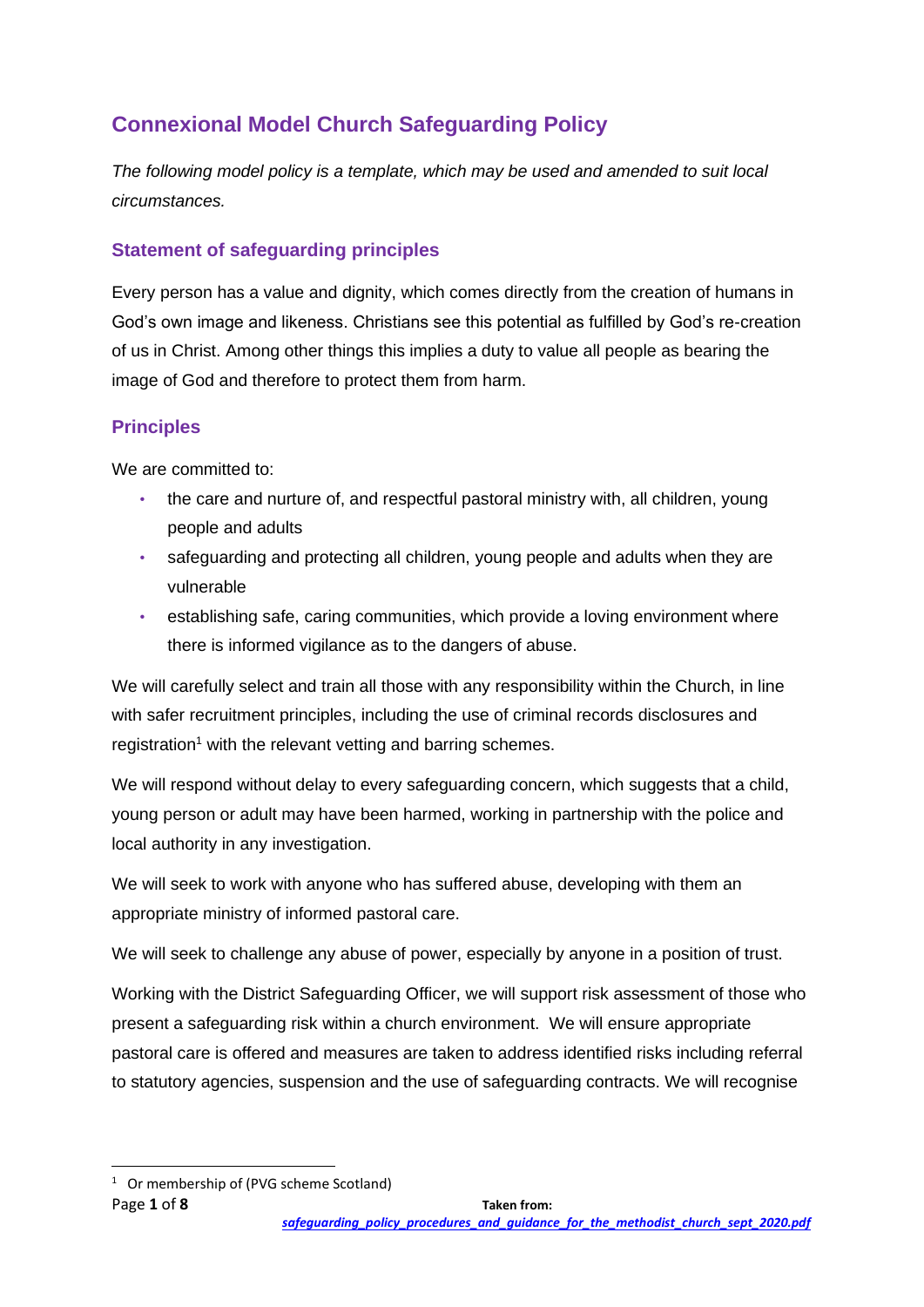# Connexional Model Church Safeguarding Policy

*The following model policy is a template, which may be used and amended to suit local circumstances.*

## Statement of safeguarding principles

Every person has a value and dignity, which comes directly from the creation of humans in God's own image and likeness. Christians see this potential as fulfilled by God's re-creation of us in Christ. Among other things this implies a duty to value all people as bearing the image of God and therefore to protect them from harm.

## Principles

We are committed to:

- the care and nurture of, and respectful pastoral ministry with, all children, young people and adults
- safeguarding and protecting all children, young people and adults when they are vulnerable
- establishing safe, caring communities, which provide a loving environment where there is informed vigilance as to the dangers of abuse.

We will carefully select and train all those with any responsibility within the Church, in line with safer recruitment principles, including the use of criminal records disclosures and registration[1] with the relevant vetting and barring schemes.

We will respond without delay to every safeguarding concern, which suggests that a child, young person or adult may have been harmed, working in partnership with the police and local authority in any investigation.

We will seek to work with anyone who has suffered abuse, developing with them an appropriate ministry of informed pastoral care.

We will seek to challenge any abuse of power, especially by anyone in a position of trust.

Working with the District Safeguarding Officer, we will support risk assessment of those who present a safeguarding risk within a church environment. We will ensure appropriate pastoral care is offered and measures are taken to address identified risks including referral to statutory agencies, suspension and the use of safeguarding contracts. We will recognise

[1] Or membership of (PVG scheme Scotland)

Taken from: *safeguarding_policy_procedures_and_guidance_for_the_methodist_church_sept_2020.pdf*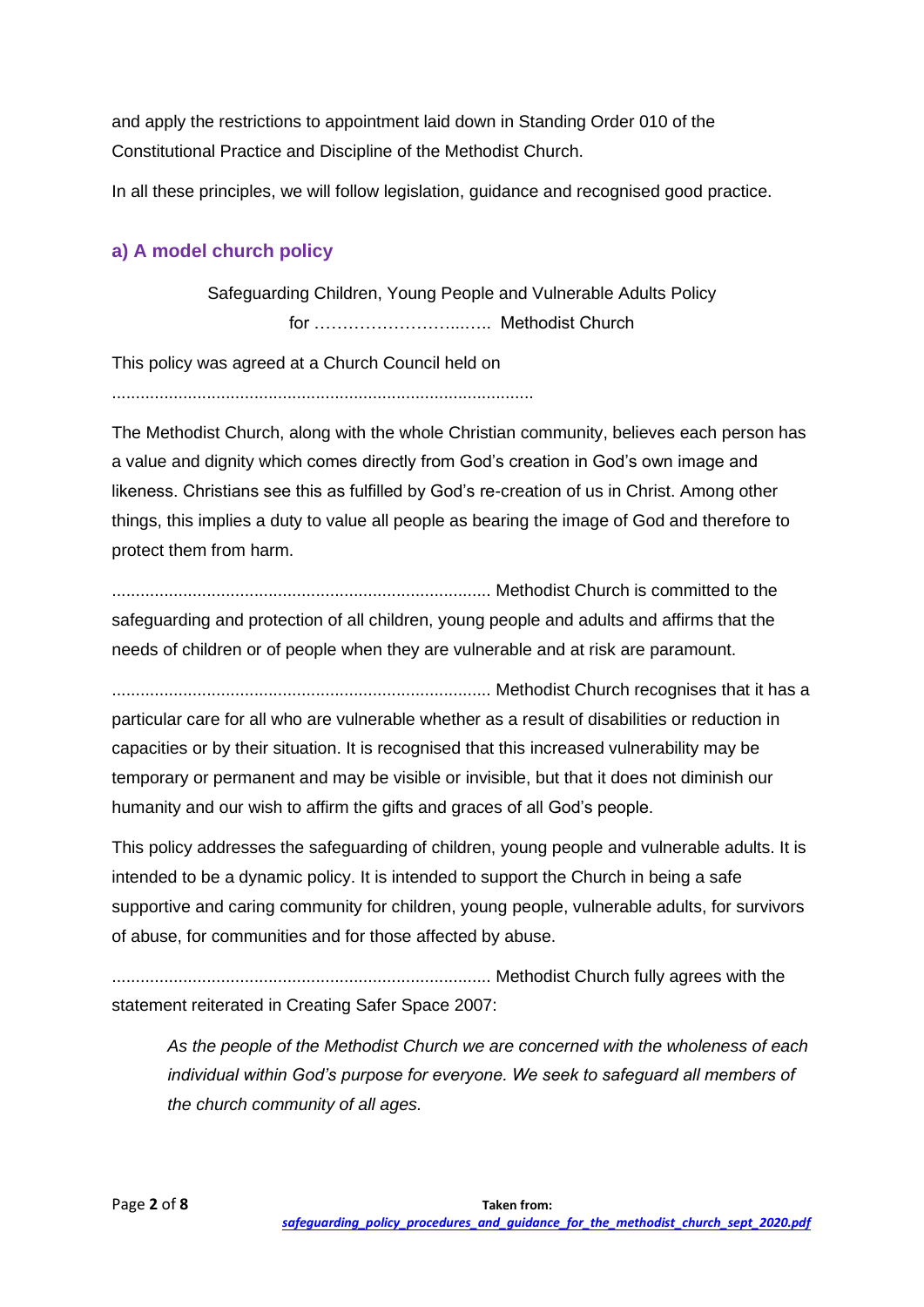and apply the restrictions to appointment laid down in Standing Order 010 of the Constitutional Practice and Discipline of the Methodist Church.

In all these principles, we will follow legislation, guidance and recognised good practice.

### a) A model church policy

Safeguarding Children, Young People and Vulnerable Adults Policy
for ………………………..….. Methodist Church

This policy was agreed at a Church Council held on

........................................................................................

The Methodist Church, along with the whole Christian community, believes each person has a value and dignity which comes directly from God's creation in God's own image and likeness. Christians see this as fulfilled by God's re-creation of us in Christ. Among other things, this implies a duty to value all people as bearing the image of God and therefore to protect them from harm.

............................................................................... Methodist Church is committed to the safeguarding and protection of all children, young people and adults and affirms that the needs of children or of people when they are vulnerable and at risk are paramount.

............................................................................... Methodist Church recognises that it has a particular care for all who are vulnerable whether as a result of disabilities or reduction in capacities or by their situation. It is recognised that this increased vulnerability may be temporary or permanent and may be visible or invisible, but that it does not diminish our humanity and our wish to affirm the gifts and graces of all God's people.

This policy addresses the safeguarding of children, young people and vulnerable adults. It is intended to be a dynamic policy. It is intended to support the Church in being a safe supportive and caring community for children, young people, vulnerable adults, for survivors of abuse, for communities and for those affected by abuse.

............................................................................... Methodist Church fully agrees with the statement reiterated in Creating Safer Space 2007:

> *As the people of the Methodist Church we are concerned with the wholeness of each individual within God's purpose for everyone. We seek to safeguard all members of the church community of all ages.*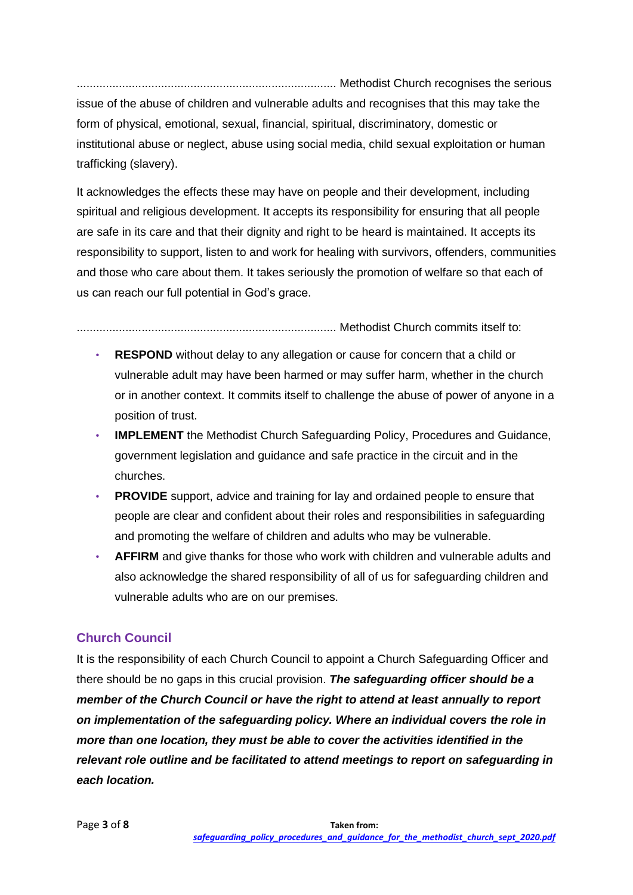……………………………………………………………… Methodist Church recognises the serious issue of the abuse of children and vulnerable adults and recognises that this may take the form of physical, emotional, sexual, financial, spiritual, discriminatory, domestic or institutional abuse or neglect, abuse using social media, child sexual exploitation or human trafficking (slavery).

It acknowledges the effects these may have on people and their development, including spiritual and religious development. It accepts its responsibility for ensuring that all people are safe in its care and that their dignity and right to be heard is maintained. It accepts its responsibility to support, listen to and work for healing with survivors, offenders, communities and those who care about them. It takes seriously the promotion of welfare so that each of us can reach our full potential in God's grace.

……………………………………………………………… Methodist Church commits itself to:

- **RESPOND** without delay to any allegation or cause for concern that a child or vulnerable adult may have been harmed or may suffer harm, whether in the church or in another context. It commits itself to challenge the abuse of power of anyone in a position of trust.
- **IMPLEMENT** the Methodist Church Safeguarding Policy, Procedures and Guidance, government legislation and guidance and safe practice in the circuit and in the churches.
- **PROVIDE** support, advice and training for lay and ordained people to ensure that people are clear and confident about their roles and responsibilities in safeguarding and promoting the welfare of children and adults who may be vulnerable.
- **AFFIRM** and give thanks for those who work with children and vulnerable adults and also acknowledge the shared responsibility of all of us for safeguarding children and vulnerable adults who are on our premises.

## Church Council

It is the responsibility of each Church Council to appoint a Church Safeguarding Officer and there should be no gaps in this crucial provision. ***The safeguarding officer should be a member of the Church Council or have the right to attend at least annually to report on implementation of the safeguarding policy. Where an individual covers the role in more than one location, they must be able to cover the activities identified in the relevant role outline and be facilitated to attend meetings to report on safeguarding in each location.***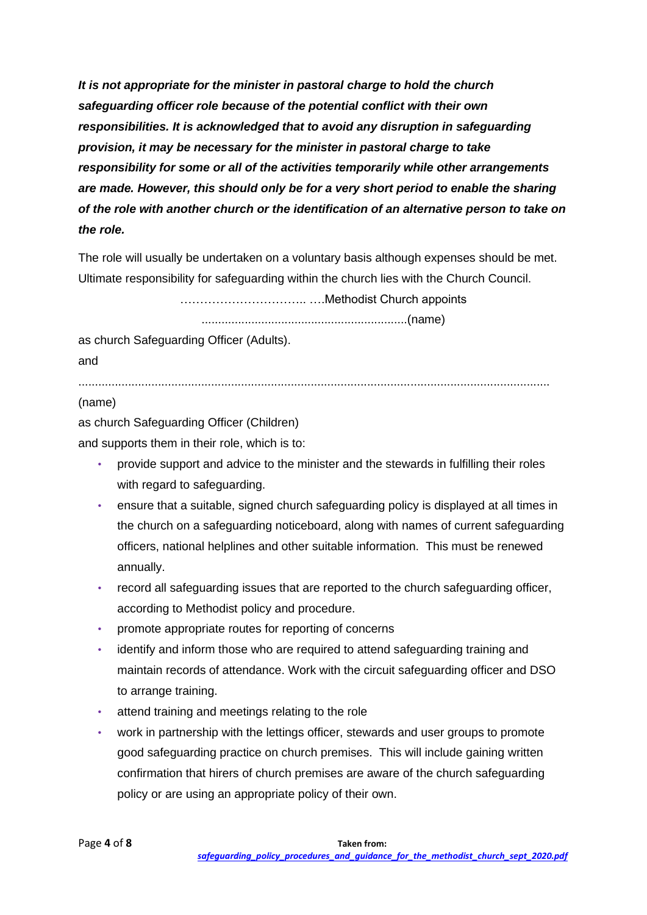***It is not appropriate for the minister in pastoral charge to hold the church safeguarding officer role because of the potential conflict with their own responsibilities. It is acknowledged that to avoid any disruption in safeguarding provision, it may be necessary for the minister in pastoral charge to take responsibility for some or all of the activities temporarily while other arrangements are made. However, this should only be for a very short period to enable the sharing of the role with another church or the identification of an alternative person to take on the role.***

The role will usually be undertaken on a voluntary basis although expenses should be met. Ultimate responsibility for safeguarding within the church lies with the Church Council.

…………………………….. ….Methodist Church appoints

..............................................................(name)

as church Safeguarding Officer (Adults).

and

...........................................................................................................................................

(name)

as church Safeguarding Officer (Children)

and supports them in their role, which is to:

- provide support and advice to the minister and the stewards in fulfilling their roles with regard to safeguarding.
- ensure that a suitable, signed church safeguarding policy is displayed at all times in the church on a safeguarding noticeboard, along with names of current safeguarding officers, national helplines and other suitable information. This must be renewed annually.
- record all safeguarding issues that are reported to the church safeguarding officer, according to Methodist policy and procedure.
- promote appropriate routes for reporting of concerns
- identify and inform those who are required to attend safeguarding training and maintain records of attendance. Work with the circuit safeguarding officer and DSO to arrange training.
- attend training and meetings relating to the role
- work in partnership with the lettings officer, stewards and user groups to promote good safeguarding practice on church premises. This will include gaining written confirmation that hirers of church premises are aware of the church safeguarding policy or are using an appropriate policy of their own.

**Taken from:**
*safeguarding_policy_procedures_and_guidance_for_the_methodist_church_sept_2020.pdf*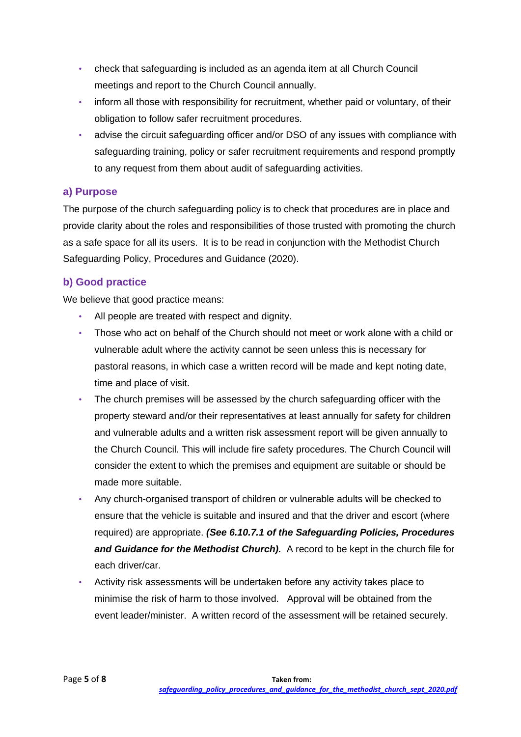- check that safeguarding is included as an agenda item at all Church Council meetings and report to the Church Council annually.
- inform all those with responsibility for recruitment, whether paid or voluntary, of their obligation to follow safer recruitment procedures.
- advise the circuit safeguarding officer and/or DSO of any issues with compliance with safeguarding training, policy or safer recruitment requirements and respond promptly to any request from them about audit of safeguarding activities.

### a) Purpose

The purpose of the church safeguarding policy is to check that procedures are in place and provide clarity about the roles and responsibilities of those trusted with promoting the church as a safe space for all its users. It is to be read in conjunction with the Methodist Church Safeguarding Policy, Procedures and Guidance (2020).

### b) Good practice

We believe that good practice means:

- All people are treated with respect and dignity.
- Those who act on behalf of the Church should not meet or work alone with a child or vulnerable adult where the activity cannot be seen unless this is necessary for pastoral reasons, in which case a written record will be made and kept noting date, time and place of visit.
- The church premises will be assessed by the church safeguarding officer with the property steward and/or their representatives at least annually for safety for children and vulnerable adults and a written risk assessment report will be given annually to the Church Council. This will include fire safety procedures. The Church Council will consider the extent to which the premises and equipment are suitable or should be made more suitable.
- Any church-organised transport of children or vulnerable adults will be checked to ensure that the vehicle is suitable and insured and that the driver and escort (where required) are appropriate. ***(See 6.10.7.1 of the Safeguarding Policies, Procedures and Guidance for the Methodist Church).*** A record to be kept in the church file for each driver/car.
- Activity risk assessments will be undertaken before any activity takes place to minimise the risk of harm to those involved. Approval will be obtained from the event leader/minister. A written record of the assessment will be retained securely.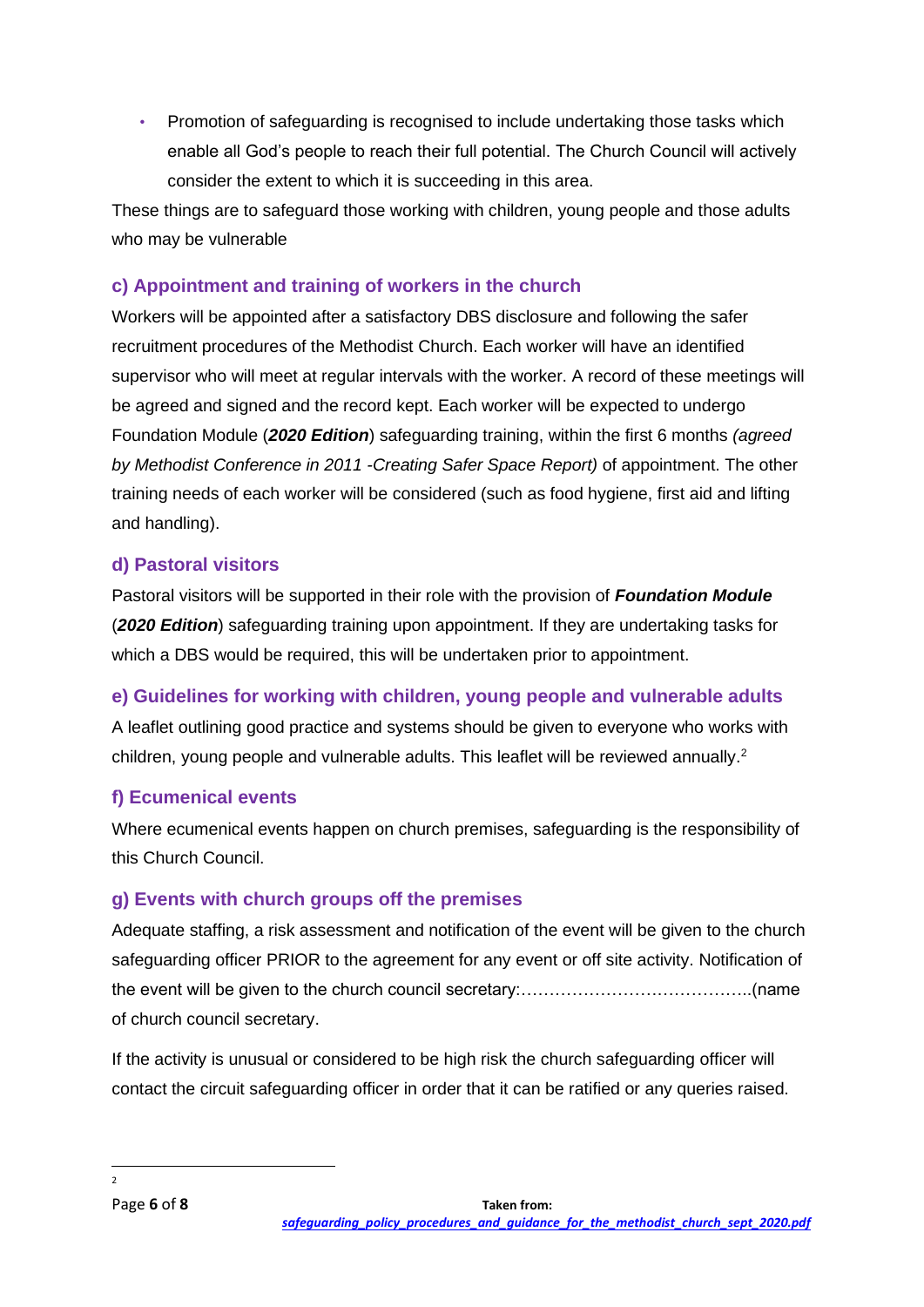- Promotion of safeguarding is recognised to include undertaking those tasks which enable all God's people to reach their full potential. The Church Council will actively consider the extent to which it is succeeding in this area.

These things are to safeguard those working with children, young people and those adults who may be vulnerable

### c) Appointment and training of workers in the church

Workers will be appointed after a satisfactory DBS disclosure and following the safer recruitment procedures of the Methodist Church. Each worker will have an identified supervisor who will meet at regular intervals with the worker. A record of these meetings will be agreed and signed and the record kept. Each worker will be expected to undergo Foundation Module (***2020 Edition***) safeguarding training, within the first 6 months *(agreed by Methodist Conference in 2011 -Creating Safer Space Report)* of appointment. The other training needs of each worker will be considered (such as food hygiene, first aid and lifting and handling).

### d) Pastoral visitors

Pastoral visitors will be supported in their role with the provision of ***Foundation Module*** (***2020 Edition***) safeguarding training upon appointment. If they are undertaking tasks for which a DBS would be required, this will be undertaken prior to appointment.

### e) Guidelines for working with children, young people and vulnerable adults

A leaflet outlining good practice and systems should be given to everyone who works with children, young people and vulnerable adults. This leaflet will be reviewed annually.[2]

### f) Ecumenical events

Where ecumenical events happen on church premises, safeguarding is the responsibility of this Church Council.

### g) Events with church groups off the premises

Adequate staffing, a risk assessment and notification of the event will be given to the church safeguarding officer PRIOR to the agreement for any event or off site activity. Notification of the event will be given to the church council secretary:…………………………………..(name of church council secretary.

If the activity is unusual or considered to be high risk the church safeguarding officer will contact the circuit safeguarding officer in order that it can be ratified or any queries raised.

---

[2]

**Taken from:** *safeguarding_policy_procedures_and_guidance_for_the_methodist_church_sept_2020.pdf*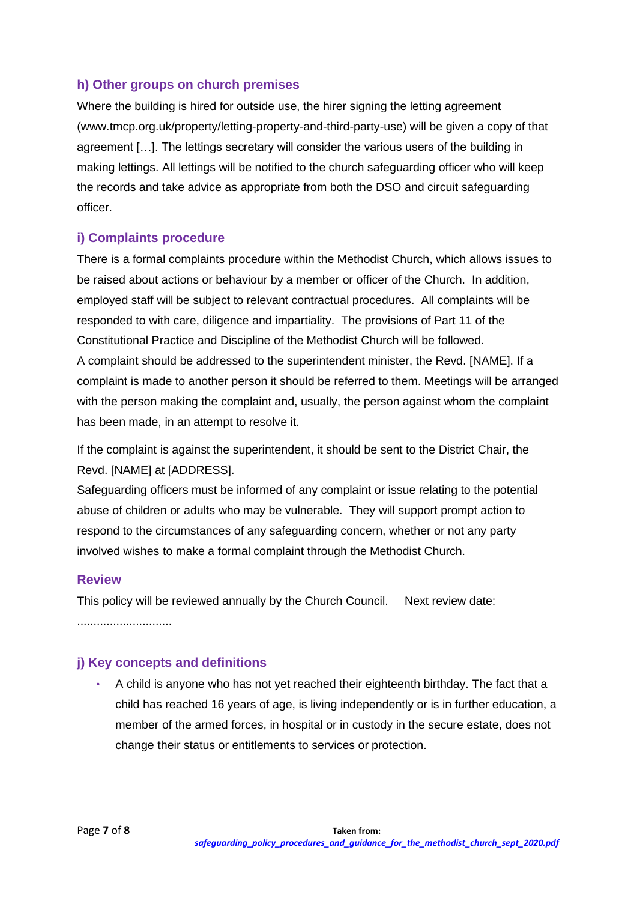### h) Other groups on church premises

Where the building is hired for outside use, the hirer signing the letting agreement (www.tmcp.org.uk/property/letting-property-and-third-party-use) will be given a copy of that agreement […]. The lettings secretary will consider the various users of the building in making lettings. All lettings will be notified to the church safeguarding officer who will keep the records and take advice as appropriate from both the DSO and circuit safeguarding officer.

### i) Complaints procedure

There is a formal complaints procedure within the Methodist Church, which allows issues to be raised about actions or behaviour by a member or officer of the Church. In addition, employed staff will be subject to relevant contractual procedures. All complaints will be responded to with care, diligence and impartiality. The provisions of Part 11 of the Constitutional Practice and Discipline of the Methodist Church will be followed.

A complaint should be addressed to the superintendent minister, the Revd. [NAME]. If a complaint is made to another person it should be referred to them. Meetings will be arranged with the person making the complaint and, usually, the person against whom the complaint has been made, in an attempt to resolve it.

If the complaint is against the superintendent, it should be sent to the District Chair, the Revd. [NAME] at [ADDRESS].

Safeguarding officers must be informed of any complaint or issue relating to the potential abuse of children or adults who may be vulnerable. They will support prompt action to respond to the circumstances of any safeguarding concern, whether or not any party involved wishes to make a formal complaint through the Methodist Church.

### Review

This policy will be reviewed annually by the Church Council. Next review date: ............................

### j) Key concepts and definitions

- A child is anyone who has not yet reached their eighteenth birthday. The fact that a child has reached 16 years of age, is living independently or is in further education, a member of the armed forces, in hospital or in custody in the secure estate, does not change their status or entitlements to services or protection.

Taken from: *safeguarding_policy_procedures_and_guidance_for_the_methodist_church_sept_2020.pdf*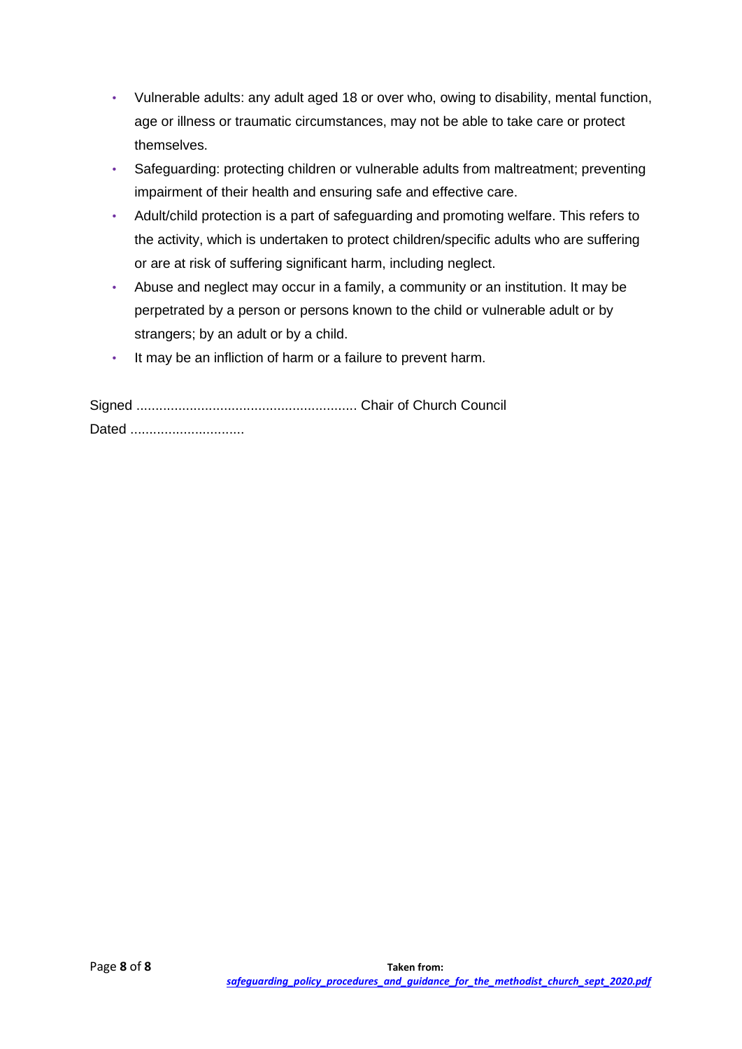- Vulnerable adults: any adult aged 18 or over who, owing to disability, mental function, age or illness or traumatic circumstances, may not be able to take care or protect themselves.
- Safeguarding: protecting children or vulnerable adults from maltreatment; preventing impairment of their health and ensuring safe and effective care.
- Adult/child protection is a part of safeguarding and promoting welfare. This refers to the activity, which is undertaken to protect children/specific adults who are suffering or are at risk of suffering significant harm, including neglect.
- Abuse and neglect may occur in a family, a community or an institution. It may be perpetrated by a person or persons known to the child or vulnerable adult or by strangers; by an adult or by a child.
- It may be an infliction of harm or a failure to prevent harm.

Signed ......................................................... Chair of Church Council

Dated .............................

**Taken from:**
*safeguarding_policy_procedures_and_guidance_for_the_methodist_church_sept_2020.pdf*